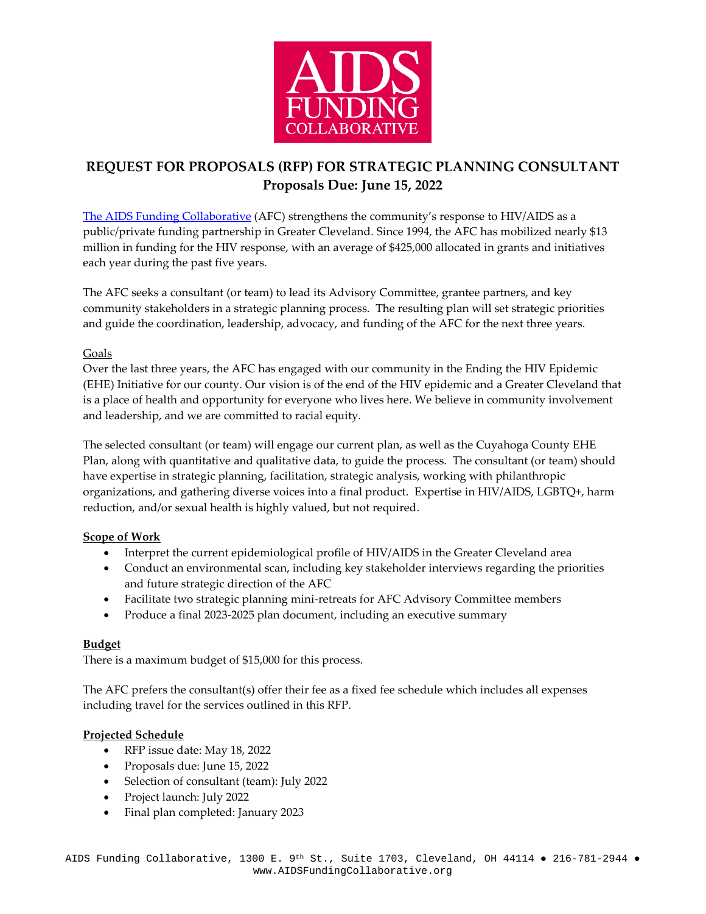AIDS FUNDING COLLABORATIVE

# REQUEST FOR PROPOSALS (RFP) FOR STRATEGIC PLANNING CONSULTANT
## Proposals Due: June 15, 2022

[The AIDS Funding Collaborative](http://www.AIDSFundingCollaborative.org) (AFC) strengthens the community's response to HIV/AIDS as a public/private funding partnership in Greater Cleveland. Since 1994, the AFC has mobilized nearly $13 million in funding for the HIV response, with an average of $425,000 allocated in grants and initiatives each year during the past five years.

The AFC seeks a consultant (or team) to lead its Advisory Committee, grantee partners, and key community stakeholders in a strategic planning process. The resulting plan will set strategic priorities and guide the coordination, leadership, advocacy, and funding of the AFC for the next three years.

Goals

Over the last three years, the AFC has engaged with our community in the Ending the HIV Epidemic (EHE) Initiative for our county. Our vision is of the end of the HIV epidemic and a Greater Cleveland that is a place of health and opportunity for everyone who lives here. We believe in community involvement and leadership, and we are committed to racial equity.

The selected consultant (or team) will engage our current plan, as well as the Cuyahoga County EHE Plan, along with quantitative and qualitative data, to guide the process. The consultant (or team) should have expertise in strategic planning, facilitation, strategic analysis, working with philanthropic organizations, and gathering diverse voices into a final product. Expertise in HIV/AIDS, LGBTQ+, harm reduction, and/or sexual health is highly valued, but not required.

**Scope of Work**

- Interpret the current epidemiological profile of HIV/AIDS in the Greater Cleveland area
- Conduct an environmental scan, including key stakeholder interviews regarding the priorities and future strategic direction of the AFC
- Facilitate two strategic planning mini-retreats for AFC Advisory Committee members
- Produce a final 2023-2025 plan document, including an executive summary

**Budget**

There is a maximum budget of $15,000 for this process.

The AFC prefers the consultant(s) offer their fee as a fixed fee schedule which includes all expenses including travel for the services outlined in this RFP.

**Projected Schedule**

- RFP issue date: May 18, 2022
- Proposals due: June 15, 2022
- Selection of consultant (team): July 2022
- Project launch: July 2022
- Final plan completed: January 2023

AIDS Funding Collaborative, 1300 E. 9th St., Suite 1703, Cleveland, OH 44114 ● 216-781-2944 ● www.AIDSFundingCollaborative.org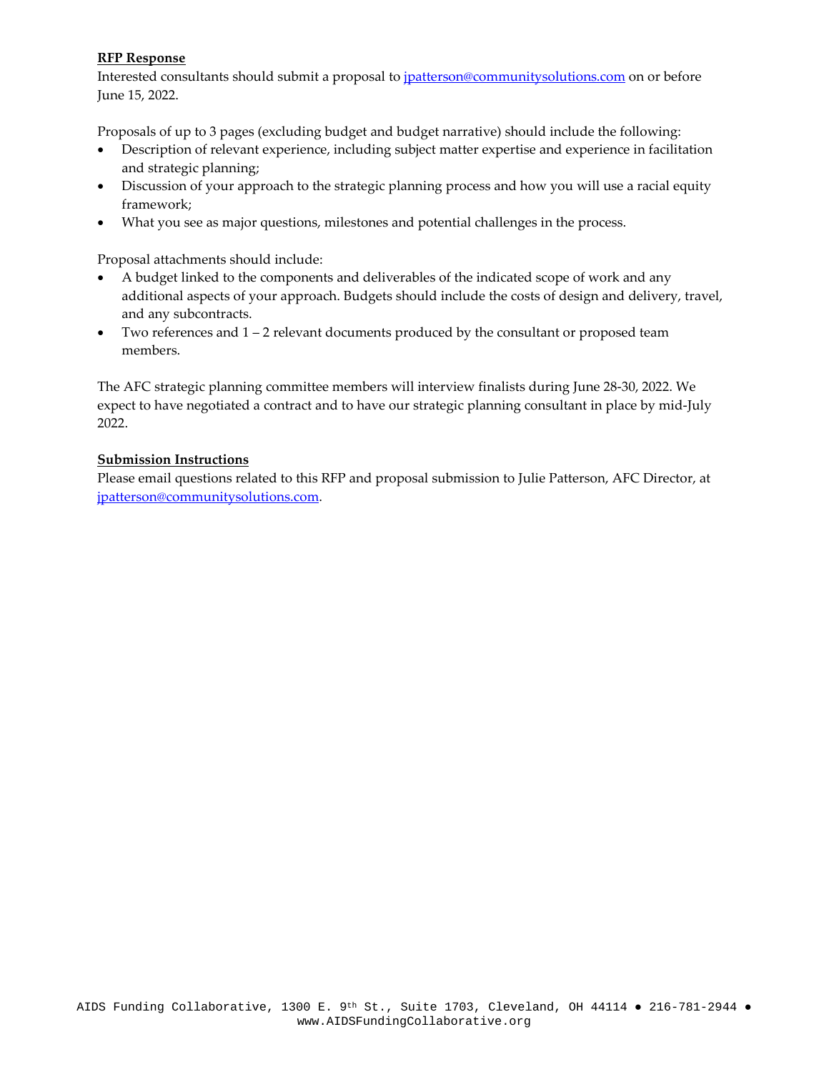**RFP Response**

Interested consultants should submit a proposal to jpatterson@communitysolutions.com on or before June 15, 2022.

Proposals of up to 3 pages (excluding budget and budget narrative) should include the following:

- Description of relevant experience, including subject matter expertise and experience in facilitation and strategic planning;
- Discussion of your approach to the strategic planning process and how you will use a racial equity framework;
- What you see as major questions, milestones and potential challenges in the process.

Proposal attachments should include:

- A budget linked to the components and deliverables of the indicated scope of work and any additional aspects of your approach. Budgets should include the costs of design and delivery, travel, and any subcontracts.
- Two references and 1 – 2 relevant documents produced by the consultant or proposed team members.

The AFC strategic planning committee members will interview finalists during June 28-30, 2022. We expect to have negotiated a contract and to have our strategic planning consultant in place by mid-July 2022.

**Submission Instructions**

Please email questions related to this RFP and proposal submission to Julie Patterson, AFC Director, at jpatterson@communitysolutions.com.

AIDS Funding Collaborative, 1300 E. 9th St., Suite 1703, Cleveland, OH 44114 ● 216-781-2944 ● www.AIDSFundingCollaborative.org